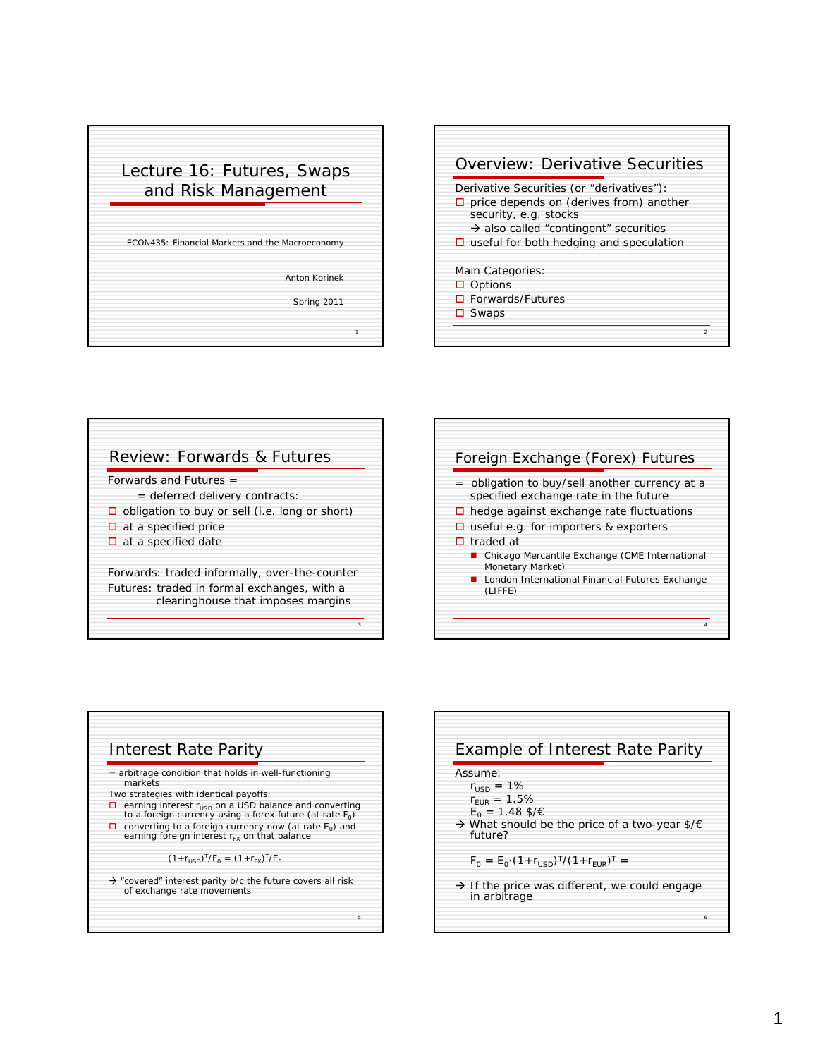# Lecture 16: Futures, Swaps and Risk Management

ECON435: Financial Markets and the Macroeconomy

Anton Korinek

Spring 2011

## Overview: Derivative Securities

Derivative Securities (or "derivatives"):

- price depends on (derives from) another security, e.g. stocks
  → also called "contingent" securities
- useful for both hedging and speculation

Main Categories:

- Options
- Forwards/Futures
- Swaps

## Review: Forwards & Futures

Forwards and Futures =

= deferred delivery contracts:

- obligation to buy or sell (i.e. long or short)
- at a specified price
- at a specified date

Forwards: traded informally, over-the-counter

Futures: traded in formal exchanges, with a clearinghouse that imposes margins

## Foreign Exchange (Forex) Futures

= obligation to buy/sell another currency at a specified exchange rate in the future

- hedge against exchange rate fluctuations
- useful e.g. for importers & exporters
- traded at
  - Chicago Mercantile Exchange (CME International Monetary Market)
  - London International Financial Futures Exchange (LIFFE)

## Interest Rate Parity

= arbitrage condition that holds in well-functioning markets

Two strategies with identical payoffs:

- earning interest $r_{USD}$ on a USD balance and converting to a foreign currency using a forex future (at rate $F_0$)
- converting to a foreign currency now (at rate $E_0$) and earning foreign interest $r_{FX}$ on that balance

$$(1+r_{USD})^T/F_0 = (1+r_{FX})^T/E_0$$

→ "covered" interest parity b/c the future covers all risk of exchange rate movements

## Example of Interest Rate Parity

Assume:

$r_{USD}$ = 1%

$r_{EUR}$ = 1.5%

$E_0$ = 1.48 $/€

→ What should be the price of a two-year $/€ future?

$$F_0 = E_0 \cdot (1+r_{USD})^T/(1+r_{EUR})^T =$$

→ If the price was different, we could engage in arbitrage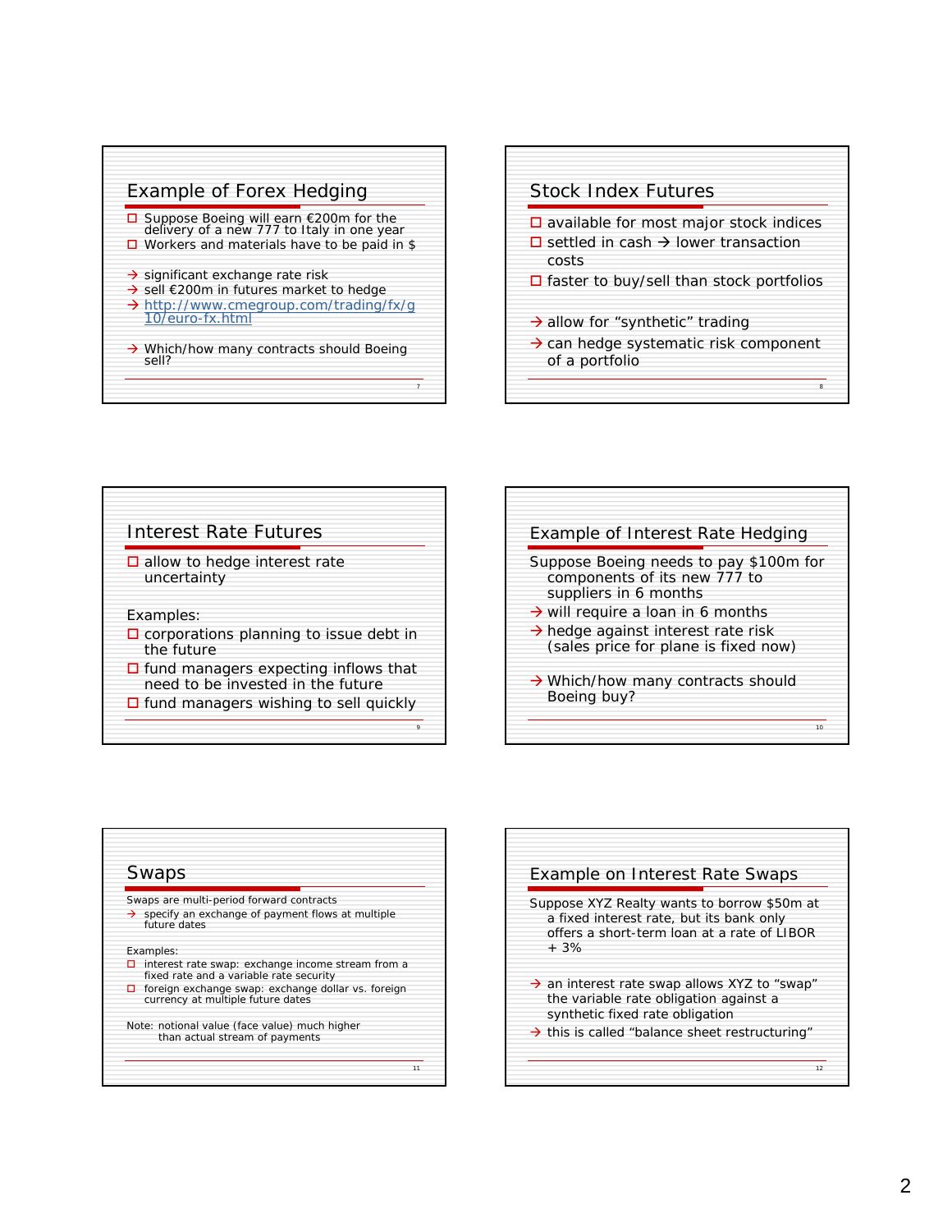## Example of Forex Hedging

- Suppose Boeing will earn €200m for the delivery of a new 777 to Italy in one year
- Workers and materials have to be paid in $

→ significant exchange rate risk
→ sell €200m in futures market to hedge
→ http://www.cmegroup.com/trading/fx/g10/euro-fx.html

→ Which/how many contracts should Boeing sell?

## Stock Index Futures

- available for most major stock indices
- settled in cash → lower transaction costs
- faster to buy/sell than stock portfolios

→ allow for "synthetic" trading
→ can hedge systematic risk component of a portfolio

## Interest Rate Futures

- allow to hedge interest rate uncertainty

Examples:

- corporations planning to issue debt in the future
- fund managers expecting inflows that need to be invested in the future
- fund managers wishing to sell quickly

## Example of Interest Rate Hedging

Suppose Boeing needs to pay $100m for components of its new 777 to suppliers in 6 months

→ will require a loan in 6 months
→ hedge against interest rate risk (sales price for plane is fixed now)

→ Which/how many contracts should Boeing buy?

## Swaps

Swaps are multi-period forward contracts

→ specify an exchange of payment flows at multiple future dates

Examples:

- interest rate swap: exchange income stream from a fixed rate and a variable rate security
- foreign exchange swap: exchange dollar vs. foreign currency at multiple future dates

Note: notional value (face value) much higher than actual stream of payments

## Example on Interest Rate Swaps

Suppose XYZ Realty wants to borrow $50m at a fixed interest rate, but its bank only offers a short-term loan at a rate of LIBOR + 3%

→ an interest rate swap allows XYZ to "swap" the variable rate obligation against a synthetic fixed rate obligation
→ this is called "balance sheet restructuring"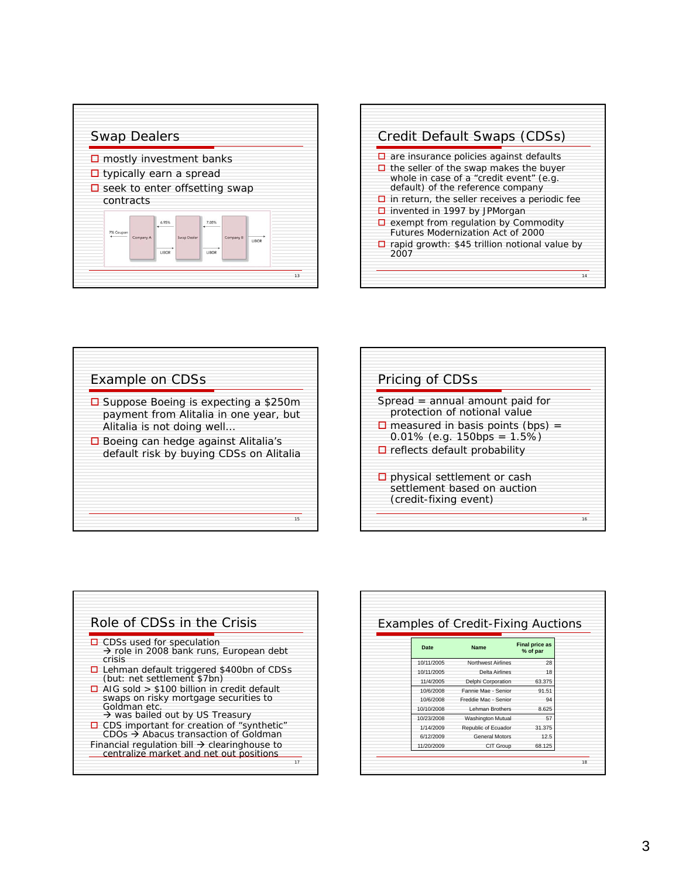## Swap Dealers

- mostly investment banks
- typically earn a spread
- seek to enter offsetting swap contracts

7% Coupon
Company A
6.95%
LIBOR
Swap Dealer
7.05%
LIBOR
Company B
LIBOR

## Credit Default Swaps (CDSs)

- are insurance policies against defaults
- the seller of the swap makes the buyer whole in case of a "credit event" (e.g. default) of the reference company
- in return, the seller receives a periodic fee
- invented in 1997 by JPMorgan
- exempt from regulation by Commodity Futures Modernization Act of 2000
- rapid growth: $45 trillion notional value by 2007

## Example on CDSs

- Suppose Boeing is expecting a $250m payment from Alitalia in one year, but Alitalia is not doing well…
- Boeing can hedge against Alitalia's default risk by buying CDSs on Alitalia

## Pricing of CDSs

Spread = annual amount paid for protection of notional value

- measured in basis points (bps) = 0.01% (e.g. 150bps = 1.5%)
- reflects default probability
- physical settlement or cash settlement based on auction (credit-fixing event)

## Role of CDSs in the Crisis

- CDSs used for speculation
  → role in 2008 bank runs, European debt crisis
- Lehman default triggered $400bn of CDSs (but: net settlement $7bn)
- AIG sold > $100 billion in credit default swaps on risky mortgage securities to Goldman etc.
  → was bailed out by US Treasury
- CDS important for creation of "synthetic" CDOs → Abacus transaction of Goldman

Financial regulation bill → clearinghouse to centralize market and net out positions

## Examples of Credit-Fixing Auctions

| Date | Name | Final price as % of par |
|---|---|---|
| 10/11/2005 | Northwest Airlines | 28 |
| 10/11/2005 | Delta Airlines | 18 |
| 11/4/2005 | Delphi Corporation | 63.375 |
| 10/6/2008 | Fannie Mae - Senior | 91.51 |
| 10/6/2008 | Freddie Mac - Senior | 94 |
| 10/10/2008 | Lehman Brothers | 8.625 |
| 10/23/2008 | Washington Mutual | 57 |
| 1/14/2009 | Republic of Ecuador | 31.375 |
| 6/12/2009 | General Motors | 12.5 |
| 11/20/2009 | CIT Group | 68.125 |